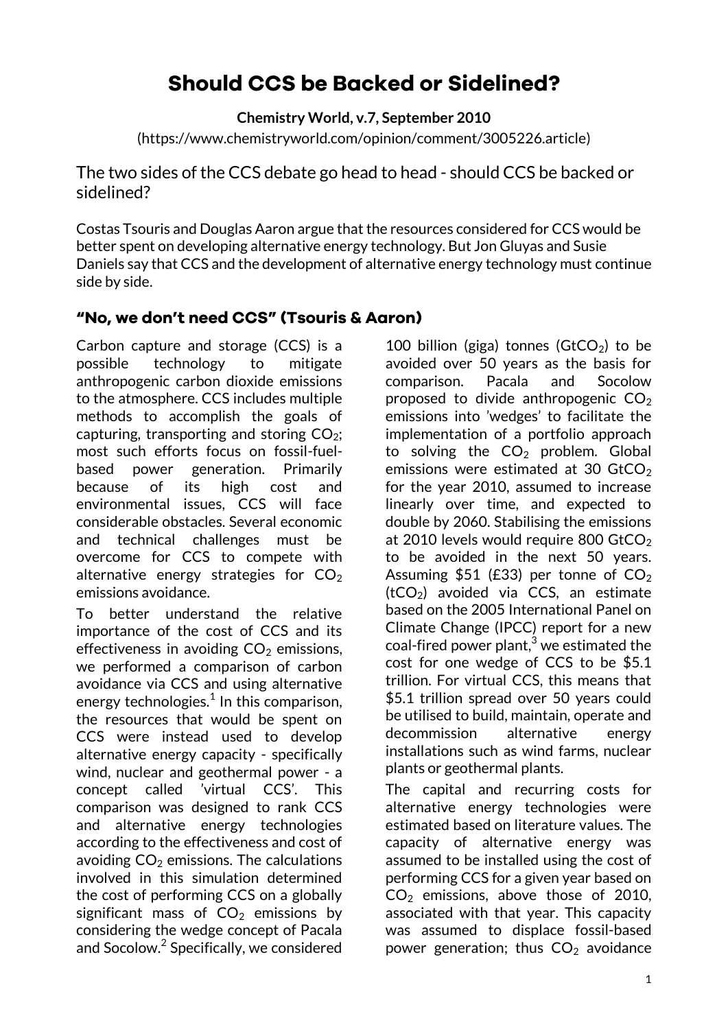# Should CCS be Backed or Sidelined?

**Chemistry World, v.7, September 2010**

(https://www.chemistryworld.com/opinion/comment/3005226.article)

The two sides of the CCS debate go head to head - should CCS be backed or sidelined?

Costas Tsouris and Douglas Aaron argue that the resources considered for CCS would be better spent on developing alternative energy technology. But Jon Gluyas and Susie Daniels say that CCS and the development of alternative energy technology must continue side by side.

## "No, we don't need CCS" (Tsouris & Aaron)

Carbon capture and storage (CCS) is a possible technology to mitigate anthropogenic carbon dioxide emissions to the atmosphere. CCS includes multiple methods to accomplish the goals of capturing, transporting and storing $CO_2$; most such efforts focus on fossil-fuel-based power generation. Primarily because of its high cost and environmental issues, CCS will face considerable obstacles. Several economic and technical challenges must be overcome for CCS to compete with alternative energy strategies for $CO_2$ emissions avoidance.

To better understand the relative importance of the cost of CCS and its effectiveness in avoiding $CO_2$ emissions, we performed a comparison of carbon avoidance via CCS and using alternative energy technologies.[1] In this comparison, the resources that would be spent on CCS were instead used to develop alternative energy capacity - specifically wind, nuclear and geothermal power - a concept called 'virtual CCS'. This comparison was designed to rank CCS and alternative energy technologies according to the effectiveness and cost of avoiding $CO_2$ emissions. The calculations involved in this simulation determined the cost of performing CCS on a globally significant mass of $CO_2$ emissions by considering the wedge concept of Pacala and Socolow.[2] Specifically, we considered 100 billion (giga) tonnes ($GtCO_2$) to be avoided over 50 years as the basis for comparison. Pacala and Socolow proposed to divide anthropogenic $CO_2$ emissions into 'wedges' to facilitate the implementation of a portfolio approach to solving the $CO_2$ problem. Global emissions were estimated at 30 $GtCO_2$ for the year 2010, assumed to increase linearly over time, and expected to double by 2060. Stabilising the emissions at 2010 levels would require 800 $GtCO_2$ to be avoided in the next 50 years. Assuming \$51 (£33) per tonne of $CO_2$ ($tCO_2$) avoided via CCS, an estimate based on the 2005 International Panel on Climate Change (IPCC) report for a new coal-fired power plant,[3] we estimated the cost for one wedge of CCS to be \$5.1 trillion. For virtual CCS, this means that \$5.1 trillion spread over 50 years could be utilised to build, maintain, operate and decommission alternative energy installations such as wind farms, nuclear plants or geothermal plants.

The capital and recurring costs for alternative energy technologies were estimated based on literature values. The capacity of alternative energy was assumed to be installed using the cost of performing CCS for a given year based on $CO_2$ emissions, above those of 2010, associated with that year. This capacity was assumed to displace fossil-based power generation; thus $CO_2$ avoidance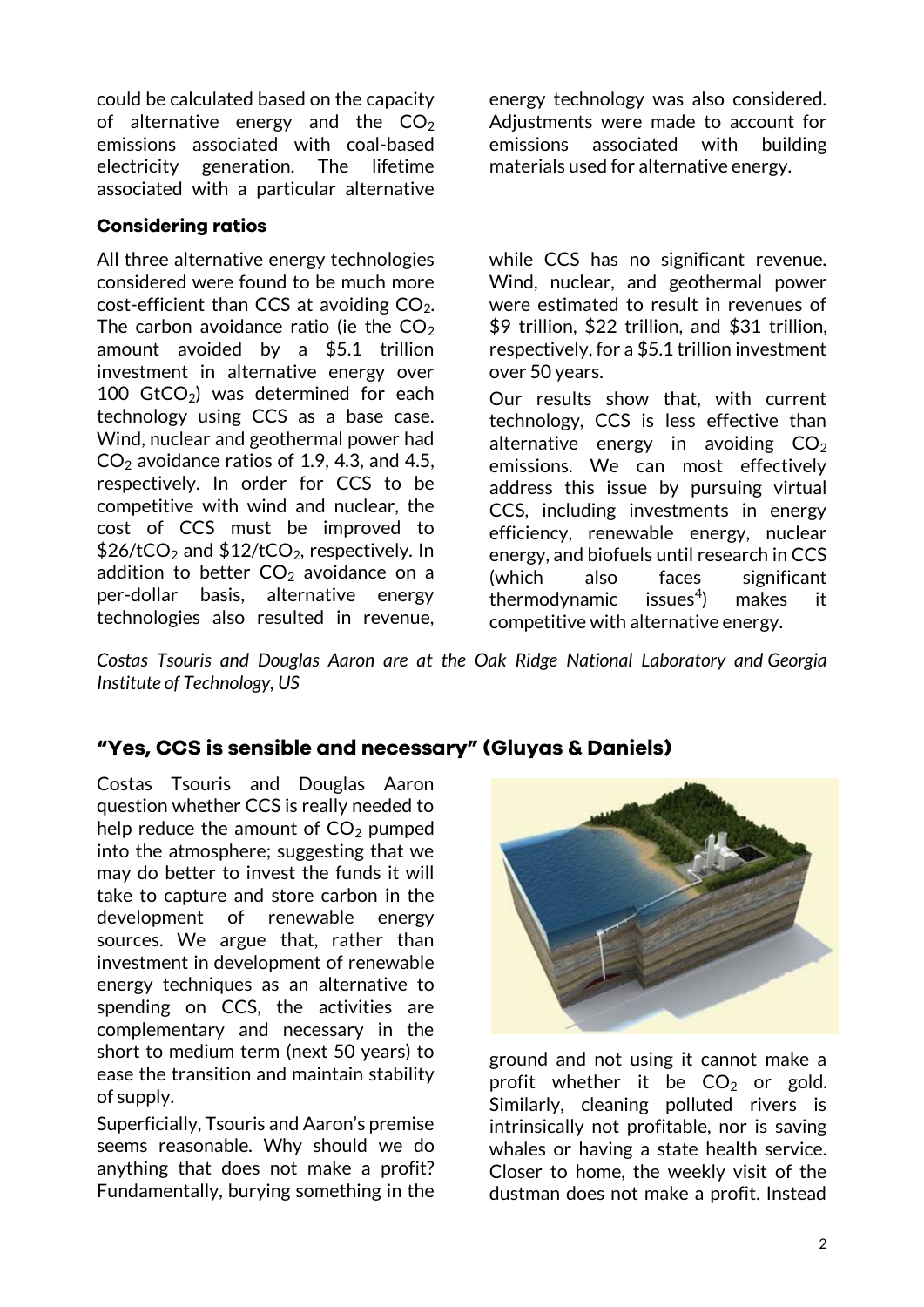could be calculated based on the capacity of alternative energy and the $CO_2$ emissions associated with coal-based electricity generation. The lifetime associated with a particular alternative energy technology was also considered. Adjustments were made to account for emissions associated with building materials used for alternative energy.

### Considering ratios

All three alternative energy technologies considered were found to be much more cost-efficient than CCS at avoiding $CO_2$. The carbon avoidance ratio (ie the $CO_2$ amount avoided by a \$5.1 trillion investment in alternative energy over 100 $GtCO_2$) was determined for each technology using CCS as a base case. Wind, nuclear and geothermal power had $CO_2$ avoidance ratios of 1.9, 4.3, and 4.5, respectively. In order for CCS to be competitive with wind and nuclear, the cost of CCS must be improved to \$26/$tCO_2$ and \$12/$tCO_2$, respectively. In addition to better $CO_2$ avoidance on a per-dollar basis, alternative energy technologies also resulted in revenue, while CCS has no significant revenue. Wind, nuclear, and geothermal power were estimated to result in revenues of \$9 trillion, \$22 trillion, and \$31 trillion, respectively, for a \$5.1 trillion investment over 50 years.

Our results show that, with current technology, CCS is less effective than alternative energy in avoiding $CO_2$ emissions. We can most effectively address this issue by pursuing virtual CCS, including investments in energy efficiency, renewable energy, nuclear energy, and biofuels until research in CCS (which also faces significant thermodynamic issues[4]) makes it competitive with alternative energy.

*Costas Tsouris and Douglas Aaron are at the Oak Ridge National Laboratory and Georgia Institute of Technology, US*

## "Yes, CCS is sensible and necessary" (Gluyas & Daniels)

Costas Tsouris and Douglas Aaron question whether CCS is really needed to help reduce the amount of $CO_2$ pumped into the atmosphere; suggesting that we may do better to invest the funds it will take to capture and store carbon in the development of renewable energy sources. We argue that, rather than investment in development of renewable energy techniques as an alternative to spending on CCS, the activities are complementary and necessary in the short to medium term (next 50 years) to ease the transition and maintain stability of supply.

Superficially, Tsouris and Aaron's premise seems reasonable. Why should we do anything that does not make a profit? Fundamentally, burying something in the ground and not using it cannot make a profit whether it be $CO_2$ or gold. Similarly, cleaning polluted rivers is intrinsically not profitable, nor is saving whales or having a state health service. Closer to home, the weekly visit of the dustman does not make a profit. Instead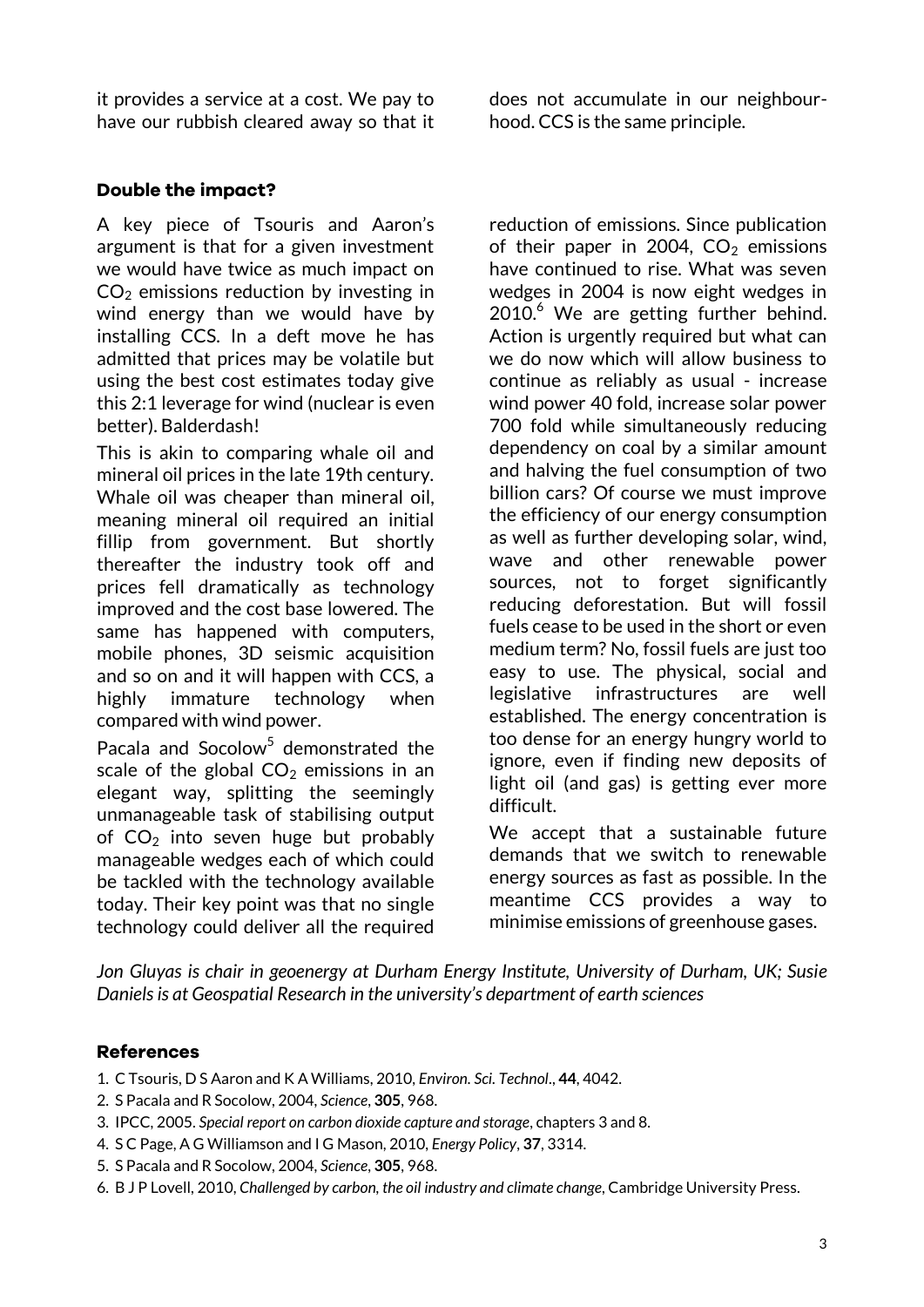it provides a service at a cost. We pay to have our rubbish cleared away so that it does not accumulate in our neighbourhood. CCS is the same principle.

## Double the impact?

A key piece of Tsouris and Aaron's argument is that for a given investment we would have twice as much impact on $CO_2$ emissions reduction by investing in wind energy than we would have by installing CCS. In a deft move he has admitted that prices may be volatile but using the best cost estimates today give this 2:1 leverage for wind (nuclear is even better). Balderdash!

This is akin to comparing whale oil and mineral oil prices in the late 19th century. Whale oil was cheaper than mineral oil, meaning mineral oil required an initial fillip from government. But shortly thereafter the industry took off and prices fell dramatically as technology improved and the cost base lowered. The same has happened with computers, mobile phones, 3D seismic acquisition and so on and it will happen with CCS, a highly immature technology when compared with wind power.

Pacala and Socolow[5] demonstrated the scale of the global $CO_2$ emissions in an elegant way, splitting the seemingly unmanageable task of stabilising output of $CO_2$ into seven huge but probably manageable wedges each of which could be tackled with the technology available today. Their key point was that no single technology could deliver all the required reduction of emissions. Since publication of their paper in 2004, $CO_2$ emissions have continued to rise. What was seven wedges in 2004 is now eight wedges in 2010.[6] We are getting further behind. Action is urgently required but what can we do now which will allow business to continue as reliably as usual - increase wind power 40 fold, increase solar power 700 fold while simultaneously reducing dependency on coal by a similar amount and halving the fuel consumption of two billion cars? Of course we must improve the efficiency of our energy consumption as well as further developing solar, wind, wave and other renewable power sources, not to forget significantly reducing deforestation. But will fossil fuels cease to be used in the short or even medium term? No, fossil fuels are just too easy to use. The physical, social and legislative infrastructures are well established. The energy concentration is too dense for an energy hungry world to ignore, even if finding new deposits of light oil (and gas) is getting ever more difficult.

We accept that a sustainable future demands that we switch to renewable energy sources as fast as possible. In the meantime CCS provides a way to minimise emissions of greenhouse gases.

*Jon Gluyas is chair in geoenergy at Durham Energy Institute, University of Durham, UK; Susie Daniels is at Geospatial Research in the university's department of earth sciences*

## References

1. C Tsouris, D S Aaron and K A Williams, 2010, *Environ. Sci. Technol.*, **44**, 4042.
2. S Pacala and R Socolow, 2004, *Science*, **305**, 968.
3. IPCC, 2005. *Special report on carbon dioxide capture and storage*, chapters 3 and 8.
4. S C Page, A G Williamson and I G Mason, 2010, *Energy Policy*, **37**, 3314.
5. S Pacala and R Socolow, 2004, *Science*, **305**, 968.
6. B J P Lovell, 2010, *Challenged by carbon, the oil industry and climate change*, Cambridge University Press.